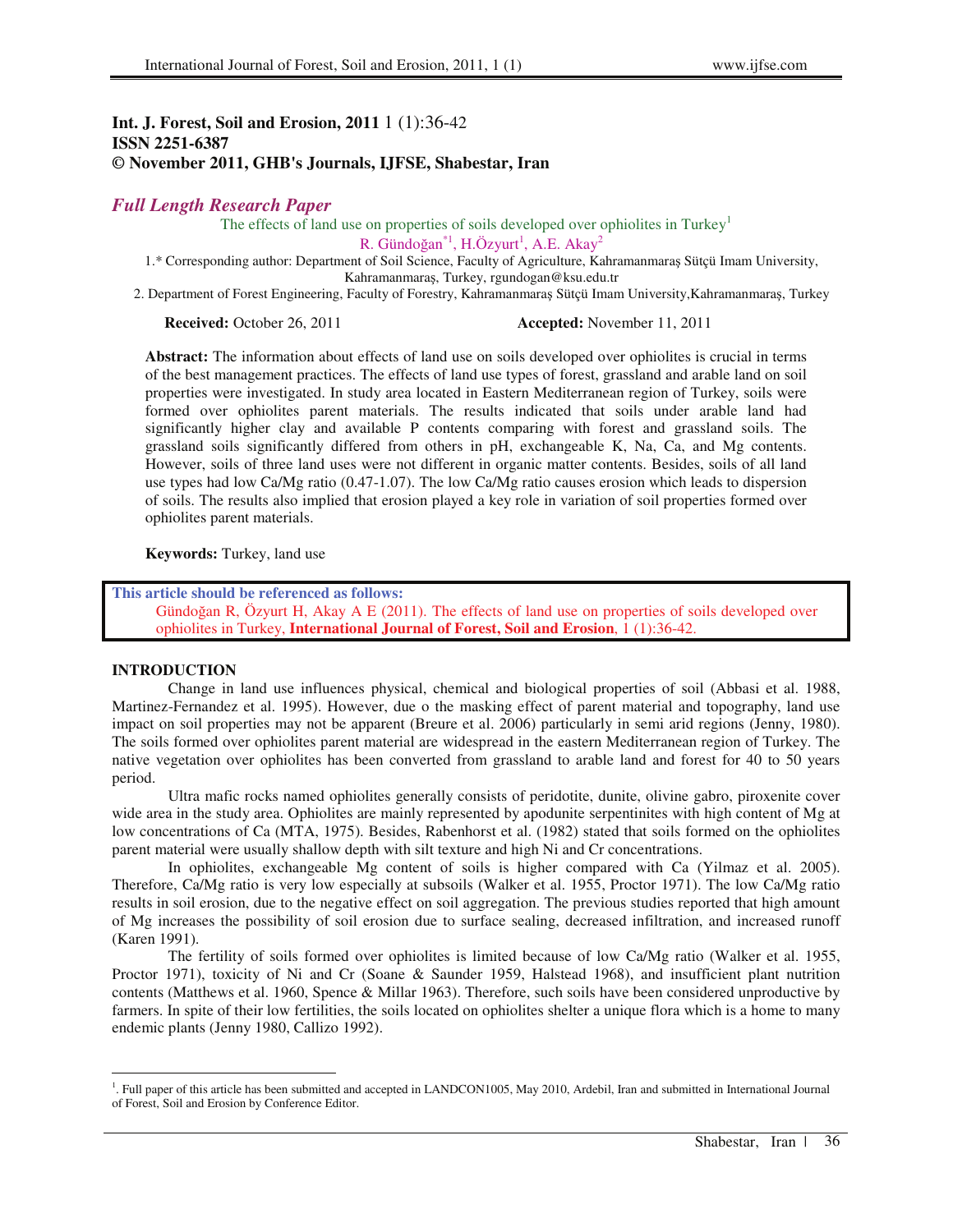**Int. J. Forest, Soil and Erosion, 2011** 1 (1):36-42
**ISSN 2251-6387**
**© November 2011, GHB's Journals, IJFSE, Shabestar, Iran**

***Full Length Research Paper***

# The effects of land use on properties of soils developed over ophiolites in Turkey[1]

R. Gündoğan[*1], H.Özyurt[1], A.E. Akay[2]

1.* Corresponding author: Department of Soil Science, Faculty of Agriculture, Kahramanmaraş Sütçü Imam University, Kahramanmaraş, Turkey, rgundogan@ksu.edu.tr

2. Department of Forest Engineering, Faculty of Forestry, Kahramanmaraş Sütçü Imam University,Kahramanmaraş, Turkey

**Received:** October 26, 2011 **Accepted:** November 11, 2011

**Abstract:** The information about effects of land use on soils developed over ophiolites is crucial in terms of the best management practices. The effects of land use types of forest, grassland and arable land on soil properties were investigated. In study area located in Eastern Mediterranean region of Turkey, soils were formed over ophiolites parent materials. The results indicated that soils under arable land had significantly higher clay and available P contents comparing with forest and grassland soils. The grassland soils significantly differed from others in pH, exchangeable K, Na, Ca, and Mg contents. However, soils of three land uses were not different in organic matter contents. Besides, soils of all land use types had low Ca/Mg ratio (0.47-1.07). The low Ca/Mg ratio causes erosion which leads to dispersion of soils. The results also implied that erosion played a key role in variation of soil properties formed over ophiolites parent materials.

**Keywords:** Turkey, land use

**This article should be referenced as follows:**
Gündoğan R, Özyurt H, Akay A E (2011). The effects of land use on properties of soils developed over ophiolites in Turkey, **International Journal of Forest, Soil and Erosion**, 1 (1):36-42.

## INTRODUCTION

Change in land use influences physical, chemical and biological properties of soil (Abbasi et al. 1988, Martinez-Fernandez et al. 1995). However, due o the masking effect of parent material and topography, land use impact on soil properties may not be apparent (Breure et al. 2006) particularly in semi arid regions (Jenny, 1980). The soils formed over ophiolites parent material are widespread in the eastern Mediterranean region of Turkey. The native vegetation over ophiolites has been converted from grassland to arable land and forest for 40 to 50 years period.

Ultra mafic rocks named ophiolites generally consists of peridotite, dunite, olivine gabro, piroxenite cover wide area in the study area. Ophiolites are mainly represented by apodunite serpentinites with high content of Mg at low concentrations of Ca (MTA, 1975). Besides, Rabenhorst et al. (1982) stated that soils formed on the ophiolites parent material were usually shallow depth with silt texture and high Ni and Cr concentrations.

In ophiolites, exchangeable Mg content of soils is higher compared with Ca (Yilmaz et al. 2005). Therefore, Ca/Mg ratio is very low especially at subsoils (Walker et al. 1955, Proctor 1971). The low Ca/Mg ratio results in soil erosion, due to the negative effect on soil aggregation. The previous studies reported that high amount of Mg increases the possibility of soil erosion due to surface sealing, decreased infiltration, and increased runoff (Karen 1991).

The fertility of soils formed over ophiolites is limited because of low Ca/Mg ratio (Walker et al. 1955, Proctor 1971), toxicity of Ni and Cr (Soane & Saunder 1959, Halstead 1968), and insufficient plant nutrition contents (Matthews et al. 1960, Spence & Millar 1963). Therefore, such soils have been considered unproductive by farmers. In spite of their low fertilities, the soils located on ophiolites shelter a unique flora which is a home to many endemic plants (Jenny 1980, Callizo 1992).

[1]. Full paper of this article has been submitted and accepted in LANDCON1005, May 2010, Ardebil, Iran and submitted in International Journal of Forest, Soil and Erosion by Conference Editor.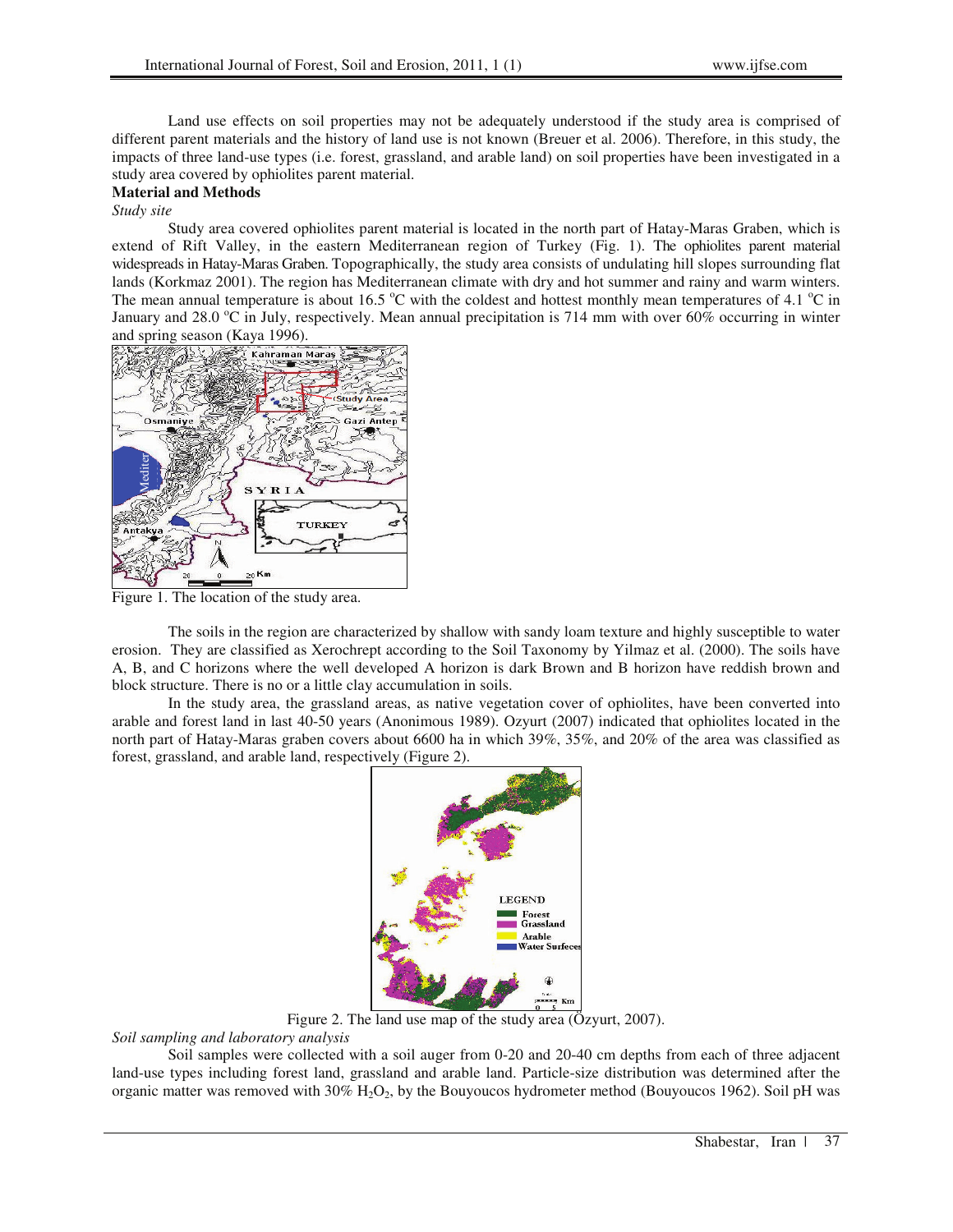Land use effects on soil properties may not be adequately understood if the study area is comprised of different parent materials and the history of land use is not known (Breuer et al. 2006). Therefore, in this study, the impacts of three land-use types (i.e. forest, grassland, and arable land) on soil properties have been investigated in a study area covered by ophiolites parent material.

**Material and Methods**

*Study site*

Study area covered ophiolites parent material is located in the north part of Hatay-Maras Graben, which is extend of Rift Valley, in the eastern Mediterranean region of Turkey (Fig. 1). The ophiolites parent material widespreads in Hatay-Maras Graben. Topographically, the study area consists of undulating hill slopes surrounding flat lands (Korkmaz 2001). The region has Mediterranean climate with dry and hot summer and rainy and warm winters. The mean annual temperature is about 16.5 °C with the coldest and hottest monthly mean temperatures of 4.1 °C in January and 28.0 °C in July, respectively. Mean annual precipitation is 714 mm with over 60% occurring in winter and spring season (Kaya 1996).

Figure 1. The location of the study area.

The soils in the region are characterized by shallow with sandy loam texture and highly susceptible to water erosion. They are classified as Xerochrept according to the Soil Taxonomy by Yilmaz et al. (2000). The soils have A, B, and C horizons where the well developed A horizon is dark Brown and B horizon have reddish brown and block structure. There is no or a little clay accumulation in soils.

In the study area, the grassland areas, as native vegetation cover of ophiolites, have been converted into arable and forest land in last 40-50 years (Anonimous 1989). Ozyurt (2007) indicated that ophiolites located in the north part of Hatay-Maras graben covers about 6600 ha in which 39%, 35%, and 20% of the area was classified as forest, grassland, and arable land, respectively (Figure 2).

Figure 2. The land use map of the study area (Özyurt, 2007).

*Soil sampling and laboratory analysis*

Soil samples were collected with a soil auger from 0-20 and 20-40 cm depths from each of three adjacent land-use types including forest land, grassland and arable land. Particle-size distribution was determined after the organic matter was removed with 30% $H_2O_2$, by the Bouyoucos hydrometer method (Bouyoucos 1962). Soil pH was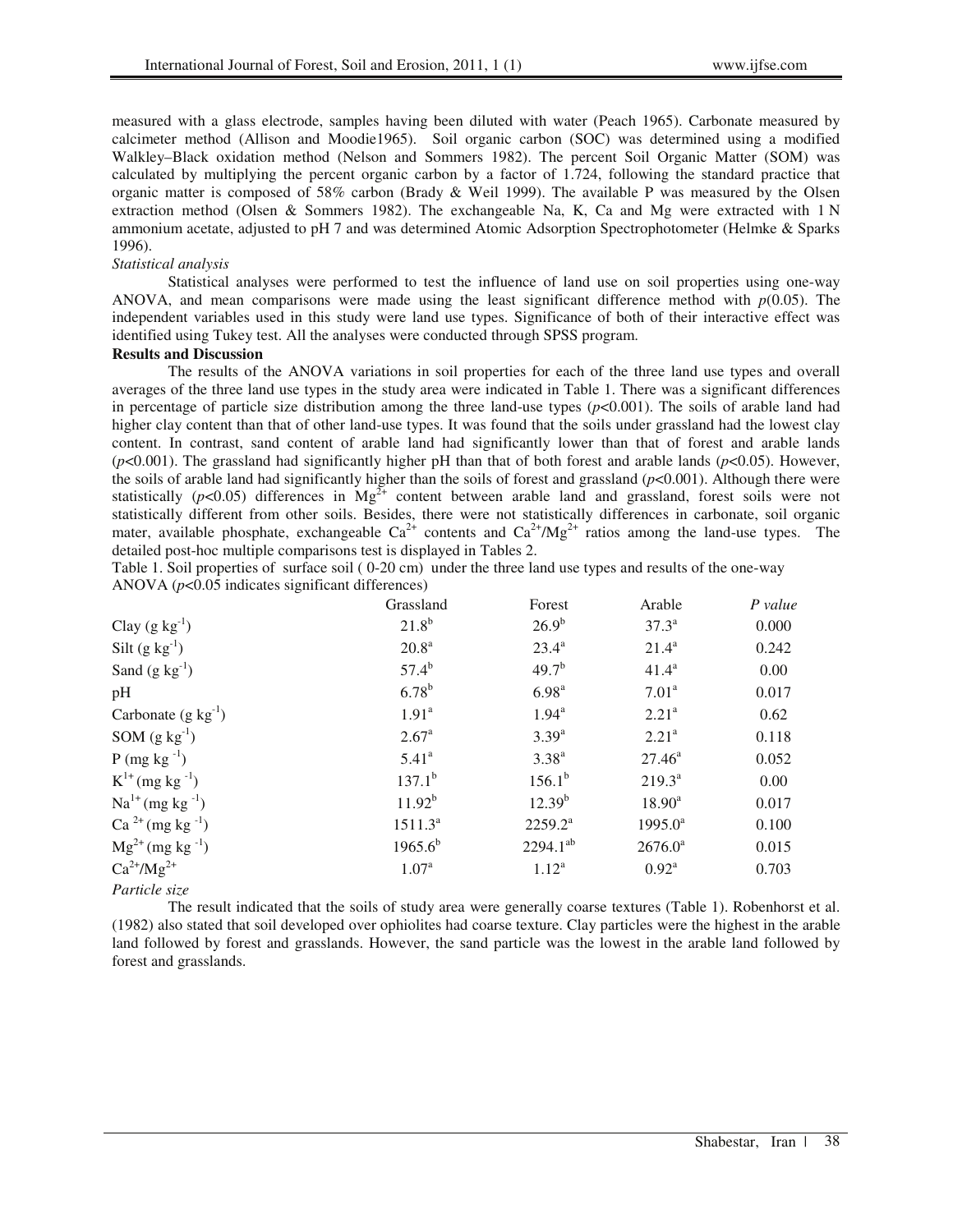measured with a glass electrode, samples having been diluted with water (Peach 1965). Carbonate measured by calcimeter method (Allison and Moodie1965). Soil organic carbon (SOC) was determined using a modified Walkley–Black oxidation method (Nelson and Sommers 1982). The percent Soil Organic Matter (SOM) was calculated by multiplying the percent organic carbon by a factor of 1.724, following the standard practice that organic matter is composed of 58% carbon (Brady & Weil 1999). The available P was measured by the Olsen extraction method (Olsen & Sommers 1982). The exchangeable Na, K, Ca and Mg were extracted with 1 N ammonium acetate, adjusted to pH 7 and was determined Atomic Adsorption Spectrophotometer (Helmke & Sparks 1996).

*Statistical analysis*

Statistical analyses were performed to test the influence of land use on soil properties using one-way ANOVA, and mean comparisons were made using the least significant difference method with $p(0.05)$. The independent variables used in this study were land use types. Significance of both of their interactive effect was identified using Tukey test. All the analyses were conducted through SPSS program.

**Results and Discussion**

The results of the ANOVA variations in soil properties for each of the three land use types and overall averages of the three land use types in the study area were indicated in Table 1. There was a significant differences in percentage of particle size distribution among the three land-use types ($p$<0.001). The soils of arable land had higher clay content than that of other land-use types. It was found that the soils under grassland had the lowest clay content. In contrast, sand content of arable land had significantly lower than that of forest and arable lands ($p$<0.001). The grassland had significantly higher pH than that of both forest and arable lands ($p$<0.05). However, the soils of arable land had significantly higher than the soils of forest and grassland ($p$<0.001). Although there were statistically ($p$<0.05) differences in $Mg^{2+}$ content between arable land and grassland, forest soils were not statistically different from other soils. Besides, there were not statistically differences in carbonate, soil organic mater, available phosphate, exchangeable $Ca^{2+}$ contents and $Ca^{2+}/Mg^{2+}$ ratios among the land-use types. The detailed post-hoc multiple comparisons test is displayed in Tables 2.

Table 1. Soil properties of surface soil ( 0-20 cm) under the three land use types and results of the one-way ANOVA ($p$<0.05 indicates significant differences)

| | Grassland | Forest | Arable | *P value* |
|---|---|---|---|---|
| Clay (g $kg^{-1}$) | $21.8^b$ | $26.9^b$ | $37.3^a$ | 0.000 |
| Silt (g $kg^{-1}$) | $20.8^a$ | $23.4^a$ | $21.4^a$ | 0.242 |
| Sand (g $kg^{-1}$) | $57.4^b$ | $49.7^b$ | $41.4^a$ | 0.00 |
| pH | $6.78^b$ | $6.98^a$ | $7.01^a$ | 0.017 |
| Carbonate (g $kg^{-1}$) | $1.91^a$ | $1.94^a$ | $2.21^a$ | 0.62 |
| SOM (g $kg^{-1}$) | $2.67^a$ | $3.39^a$ | $2.21^a$ | 0.118 |
| P (mg $kg^{-1}$) | $5.41^a$ | $3.38^a$ | $27.46^a$ | 0.052 |
| $K^{1+}$ (mg $kg^{-1}$) | $137.1^b$ | $156.1^b$ | $219.3^a$ | 0.00 |
| $Na^{1+}$ (mg $kg^{-1}$) | $11.92^b$ | $12.39^b$ | $18.90^a$ | 0.017 |
| $Ca^{2+}$ (mg $kg^{-1}$) | $1511.3^a$ | $2259.2^a$ | $1995.0^a$ | 0.100 |
| $Mg^{2+}$ (mg $kg^{-1}$) | $1965.6^b$ | $2294.1^{ab}$ | $2676.0^a$ | 0.015 |
| $Ca^{2+}/Mg^{2+}$ | $1.07^a$ | $1.12^a$ | $0.92^a$ | 0.703 |

*Particle size*

The result indicated that the soils of study area were generally coarse textures (Table 1). Robenhorst et al. (1982) also stated that soil developed over ophiolites had coarse texture. Clay particles were the highest in the arable land followed by forest and grasslands. However, the sand particle was the lowest in the arable land followed by forest and grasslands.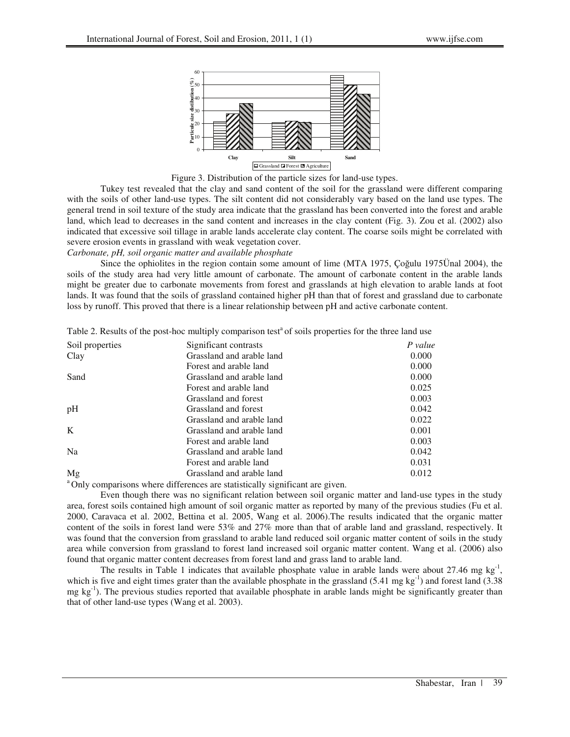Figure 3. Distribution of the particle sizes for land-use types.

Tukey test revealed that the clay and sand content of the soil for the grassland were different comparing with the soils of other land-use types. The silt content did not considerably vary based on the land use types. The general trend in soil texture of the study area indicate that the grassland has been converted into the forest and arable land, which lead to decreases in the sand content and increases in the clay content (Fig. 3). Zou et al. (2002) also indicated that excessive soil tillage in arable lands accelerate clay content. The coarse soils might be correlated with severe erosion events in grassland with weak vegetation cover.

*Carbonate, pH, soil organic matter and available phosphate*

Since the ophiolites in the region contain some amount of lime (MTA 1975, Çoğulu 1975Ünal 2004), the soils of the study area had very little amount of carbonate. The amount of carbonate content in the arable lands might be greater due to carbonate movements from forest and grasslands at high elevation to arable lands at foot lands. It was found that the soils of grassland contained higher pH than that of forest and grassland due to carbonate loss by runoff. This proved that there is a linear relationship between pH and active carbonate content.

Table 2. Results of the post-hoc multiply comparison test[a] of soils properties for the three land use

| Soil properties | Significant contrasts | *P value* |
|---|---|---|
| Clay | Grassland and arable land | 0.000 |
| | Forest and arable land | 0.000 |
| Sand | Grassland and arable land | 0.000 |
| | Forest and arable land | 0.025 |
| | Grassland and forest | 0.003 |
| pH | Grassland and forest | 0.042 |
| | Grassland and arable land | 0.022 |
| K | Grassland and arable land | 0.001 |
| | Forest and arable land | 0.003 |
| Na | Grassland and arable land | 0.042 |
| | Forest and arable land | 0.031 |
| Mg | Grassland and arable land | 0.012 |

[a] Only comparisons where differences are statistically significant are given.

Even though there was no significant relation between soil organic matter and land-use types in the study area, forest soils contained high amount of soil organic matter as reported by many of the previous studies (Fu et al. 2000, Caravaca et al. 2002, Bettina et al. 2005, Wang et al. 2006).The results indicated that the organic matter content of the soils in forest land were 53% and 27% more than that of arable land and grassland, respectively. It was found that the conversion from grassland to arable land reduced soil organic matter content of soils in the study area while conversion from grassland to forest land increased soil organic matter content. Wang et al. (2006) also found that organic matter content decreases from forest land and grass land to arable land.

The results in Table 1 indicates that available phosphate value in arable lands were about 27.46 mg $kg^{-1}$, which is five and eight times grater than the available phosphate in the grassland (5.41 mg $kg^{-1}$) and forest land (3.38 mg $kg^{-1}$). The previous studies reported that available phosphate in arable lands might be significantly greater than that of other land-use types (Wang et al. 2003).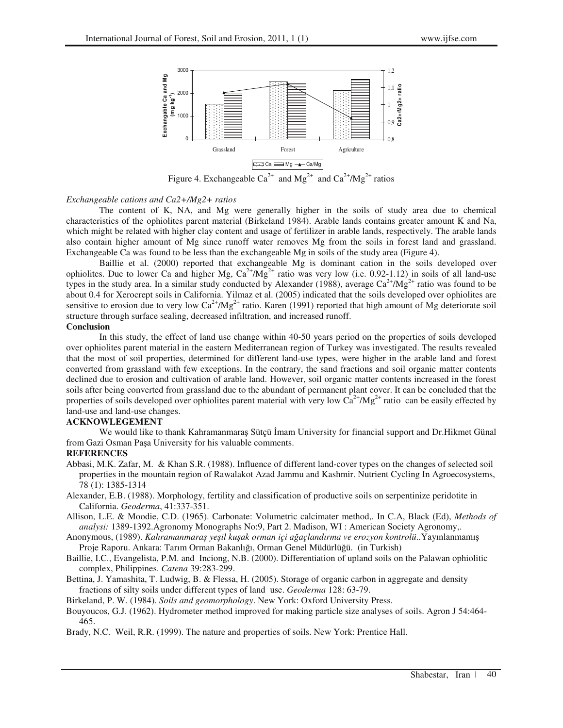Figure 4. Exchangeable $Ca^{2+}$ and $Mg^{2+}$ and $Ca^{2+}/Mg^{2+}$ ratios

*Exchangeable cations and Ca2+/Mg2+ ratios*

The content of K, NA, and Mg were generally higher in the soils of study area due to chemical characteristics of the ophiolites parent material (Birkeland 1984). Arable lands contains greater amount K and Na, which might be related with higher clay content and usage of fertilizer in arable lands, respectively. The arable lands also contain higher amount of Mg since runoff water removes Mg from the soils in forest land and grassland. Exchangeable Ca was found to be less than the exchangeable Mg in soils of the study area (Figure 4).

Baillie et al. (2000) reported that exchangeable Mg is dominant cation in the soils developed over ophiolites. Due to lower Ca and higher Mg, $Ca^{2+}/Mg^{2+}$ ratio was very low (i.e. 0.92-1.12) in soils of all land-use types in the study area. In a similar study conducted by Alexander (1988), average $Ca^{2+}/Mg^{2+}$ ratio was found to be about 0.4 for Xerocrept soils in California. Yilmaz et al. (2005) indicated that the soils developed over ophiolites are sensitive to erosion due to very low $Ca^{2+}/Mg^{2+}$ ratio. Karen (1991) reported that high amount of Mg deteriorate soil structure through surface sealing, decreased infiltration, and increased runoff.

**Conclusion**

In this study, the effect of land use change within 40-50 years period on the properties of soils developed over ophiolites parent material in the eastern Mediterranean region of Turkey was investigated. The results revealed that the most of soil properties, determined for different land-use types, were higher in the arable land and forest converted from grassland with few exceptions. In the contrary, the sand fractions and soil organic matter contents declined due to erosion and cultivation of arable land. However, soil organic matter contents increased in the forest soils after being converted from grassland due to the abundant of permanent plant cover. It can be concluded that the properties of soils developed over ophiolites parent material with very low $Ca^{2+}/Mg^{2+}$ ratio can be easily effected by land-use and land-use changes.

**ACKNOWLEDGEMENT**

We would like to thank Kahramanmaraş Sütçü İmam University for financial support and Dr.Hikmet Günal from Gazi Osman Paşa University for his valuable comments.

**REFERENCES**

Abbasi, M.K. Zafar, M. & Khan S.R. (1988). Influence of different land-cover types on the changes of selected soil properties in the mountain region of Rawalakot Azad Jammu and Kashmir. Nutrient Cycling In Agroecosystems, 78 (1): 1385-1314

Alexander, E.B. (1988). Morphology, fertility and classification of productive soils on serpentinize peridotite in California. *Geoderma*, 41:337-351.

Allison, L.E. & Moodie, C.D. (1965). Carbonate: Volumetric calcimater method,. In C.A, Black (Ed), *Methods of analysi:* 1389-1392.Agronomy Monographs No:9, Part 2. Madison, WI : American Society Agronomy,.

Anonymous, (1989). *Kahramanmaraş yeşil kuşak orman içi ağaçlandırma ve erozyon kontrolü*..Yayınlanmamış Proje Raporu. Ankara: Tarım Orman Bakanlığı, Orman Genel Müdürlüğü. (in Turkish)

Baillie, I.C., Evangelista, P.M. and Inciong, N.B. (2000). Differentiation of upland soils on the Palawan ophiolitic complex, Philippines. *Catena* 39:283-299.

Bettina, J. Yamashita, T. Ludwig, B. & Flessa, H. (2005). Storage of organic carbon in aggregate and density fractions of silty soils under different types of land use. *Geoderma* 128: 63-79.

Birkeland, P. W. (1984). *Soils and geomorphology*. New York: Oxford University Press.

Bouyoucos, G.J. (1962). Hydrometer method improved for making particle size analyses of soils. Agron J 54:464-465.

Brady, N.C. Weil, R.R. (1999). The nature and properties of soils. New York: Prentice Hall.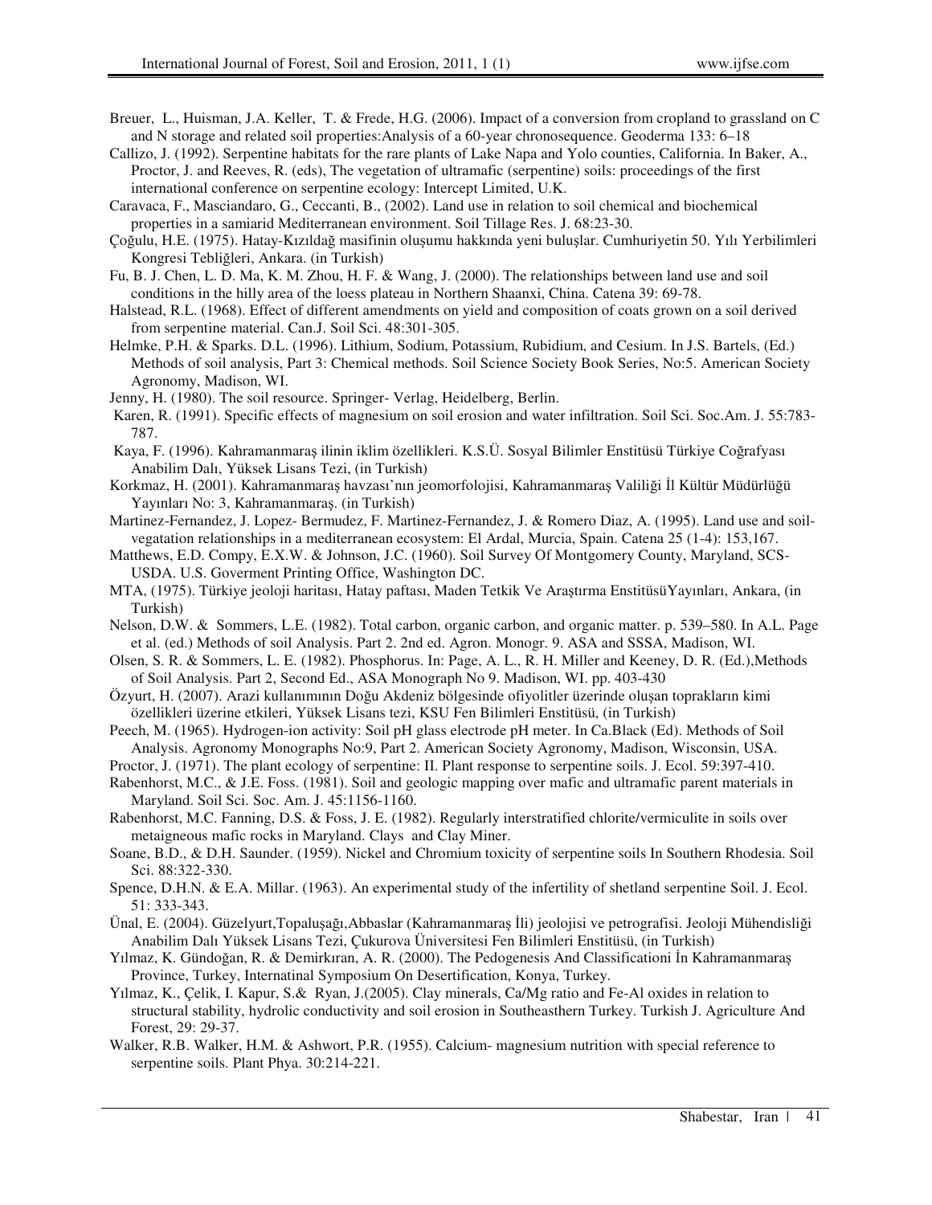Breuer, L., Huisman, J.A. Keller, T. & Frede, H.G. (2006). Impact of a conversion from cropland to grassland on C and N storage and related soil properties:Analysis of a 60-year chronosequence. Geoderma 133: 6–18

Callizo, J. (1992). Serpentine habitats for the rare plants of Lake Napa and Yolo counties, California. In Baker, A., Proctor, J. and Reeves, R. (eds), The vegetation of ultramafic (serpentine) soils: proceedings of the first international conference on serpentine ecology: Intercept Limited, U.K.

Caravaca, F., Masciandaro, G., Ceccanti, B., (2002). Land use in relation to soil chemical and biochemical properties in a samiarid Mediterranean environment. Soil Tillage Res. J. 68:23-30.

Çoğulu, H.E. (1975). Hatay-Kızıldağ masifinin oluşumu hakkında yeni buluşlar. Cumhuriyetin 50. Yılı Yerbilimleri Kongresi Tebliğleri, Ankara. (in Turkish)

Fu, B. J. Chen, L. D. Ma, K. M. Zhou, H. F. & Wang, J. (2000). The relationships between land use and soil conditions in the hilly area of the loess plateau in Northern Shaanxi, China. Catena 39: 69-78.

Halstead, R.L. (1968). Effect of different amendments on yield and composition of coats grown on a soil derived from serpentine material. Can.J. Soil Sci. 48:301-305.

Helmke, P.H. & Sparks. D.L. (1996). Lithium, Sodium, Potassium, Rubidium, and Cesium. In J.S. Bartels, (Ed.) Methods of soil analysis, Part 3: Chemical methods. Soil Science Society Book Series, No:5. American Society Agronomy, Madison, WI.

Jenny, H. (1980). The soil resource. Springer- Verlag, Heidelberg, Berlin.

Karen, R. (1991). Specific effects of magnesium on soil erosion and water infiltration. Soil Sci. Soc.Am. J. 55:783-787.

Kaya, F. (1996). Kahramanmaraş ilinin iklim özellikleri. K.S.Ü. Sosyal Bilimler Enstitüsü Türkiye Coğrafyası Anabilim Dalı, Yüksek Lisans Tezi, (in Turkish)

Korkmaz, H. (2001). Kahramanmaraş havzası'nın jeomorfolojisi, Kahramanmaraş Valiliği İl Kültür Müdürlüğü Yayınları No: 3, Kahramanmaraş. (in Turkish)

Martinez-Fernandez, J. Lopez- Bermudez, F. Martinez-Fernandez, J. & Romero Diaz, A. (1995). Land use and soil-vegatation relationships in a mediterranean ecosystem: El Ardal, Murcia, Spain. Catena 25 (1-4): 153,167.

Matthews, E.D. Compy, E.X.W. & Johnson, J.C. (1960). Soil Survey Of Montgomery County, Maryland, SCS-USDA. U.S. Goverment Printing Office, Washington DC.

MTA, (1975). Türkiye jeoloji haritası, Hatay paftası, Maden Tetkik Ve Araştırma EnstitüsüYayınları, Ankara, (in Turkish)

Nelson, D.W. & Sommers, L.E. (1982). Total carbon, organic carbon, and organic matter. p. 539–580. In A.L. Page et al. (ed.) Methods of soil Analysis. Part 2. 2nd ed. Agron. Monogr. 9. ASA and SSSA, Madison, WI.

Olsen, S. R. & Sommers, L. E. (1982). Phosphorus. In: Page, A. L., R. H. Miller and Keeney, D. R. (Ed.),Methods of Soil Analysis. Part 2, Second Ed., ASA Monograph No 9. Madison, WI. pp. 403-430

Özyurt, H. (2007). Arazi kullanımının Doğu Akdeniz bölgesinde ofiyolitler üzerinde oluşan toprakların kimi özellikleri üzerine etkileri, Yüksek Lisans tezi, KSU Fen Bilimleri Enstitüsü, (in Turkish)

Peech, M. (1965). Hydrogen-ion activity: Soil pH glass electrode pH meter. In Ca.Black (Ed). Methods of Soil Analysis. Agronomy Monographs No:9, Part 2. American Society Agronomy, Madison, Wisconsin, USA.

Proctor, J. (1971). The plant ecology of serpentine: II. Plant response to serpentine soils. J. Ecol. 59:397-410.

Rabenhorst, M.C., & J.E. Foss. (1981). Soil and geologic mapping over mafic and ultramafic parent materials in Maryland. Soil Sci. Soc. Am. J. 45:1156-1160.

Rabenhorst, M.C. Fanning, D.S. & Foss, J. E. (1982). Regularly interstratified chlorite/vermiculite in soils over metaigneous mafic rocks in Maryland. Clays and Clay Miner.

Soane, B.D., & D.H. Saunder. (1959). Nickel and Chromium toxicity of serpentine soils In Southern Rhodesia. Soil Sci. 88:322-330.

Spence, D.H.N. & E.A. Millar. (1963). An experimental study of the infertility of shetland serpentine Soil. J. Ecol. 51: 333-343.

Ünal, E. (2004). Güzelyurt,Topaluşağı,Abbaslar (Kahramanmaraş İli) jeolojisi ve petrografisi. Jeoloji Mühendisliği Anabilim Dalı Yüksek Lisans Tezi, Çukurova Üniversitesi Fen Bilimleri Enstitüsü, (in Turkish)

Yılmaz, K. Gündoğan, R. & Demirkıran, A. R. (2000). The Pedogenesis And Classificationi İn Kahramanmaraş Province, Turkey, Internatinal Symposium On Desertification, Konya, Turkey.

Yılmaz, K., Çelik, I. Kapur, S.& Ryan, J.(2005). Clay minerals, Ca/Mg ratio and Fe-Al oxides in relation to structural stability, hydrolic conductivity and soil erosion in Southeasthern Turkey. Turkish J. Agriculture And Forest, 29: 29-37.

Walker, R.B. Walker, H.M. & Ashwort, P.R. (1955). Calcium- magnesium nutrition with special reference to serpentine soils. Plant Phya. 30:214-221.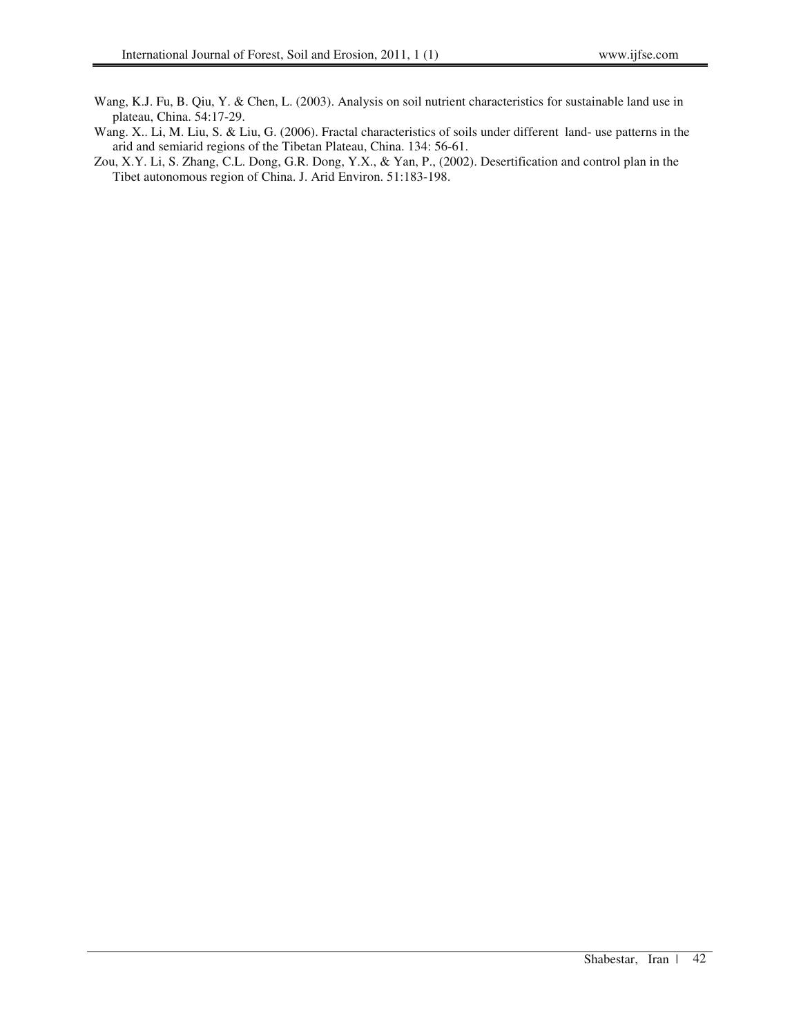Wang, K.J. Fu, B. Qiu, Y. & Chen, L. (2003). Analysis on soil nutrient characteristics for sustainable land use in plateau, China. 54:17-29.

Wang. X.. Li, M. Liu, S. & Liu, G. (2006). Fractal characteristics of soils under different land- use patterns in the arid and semiarid regions of the Tibetan Plateau, China. 134: 56-61.

Zou, X.Y. Li, S. Zhang, C.L. Dong, G.R. Dong, Y.X., & Yan, P., (2002). Desertification and control plan in the Tibet autonomous region of China. J. Arid Environ. 51:183-198.